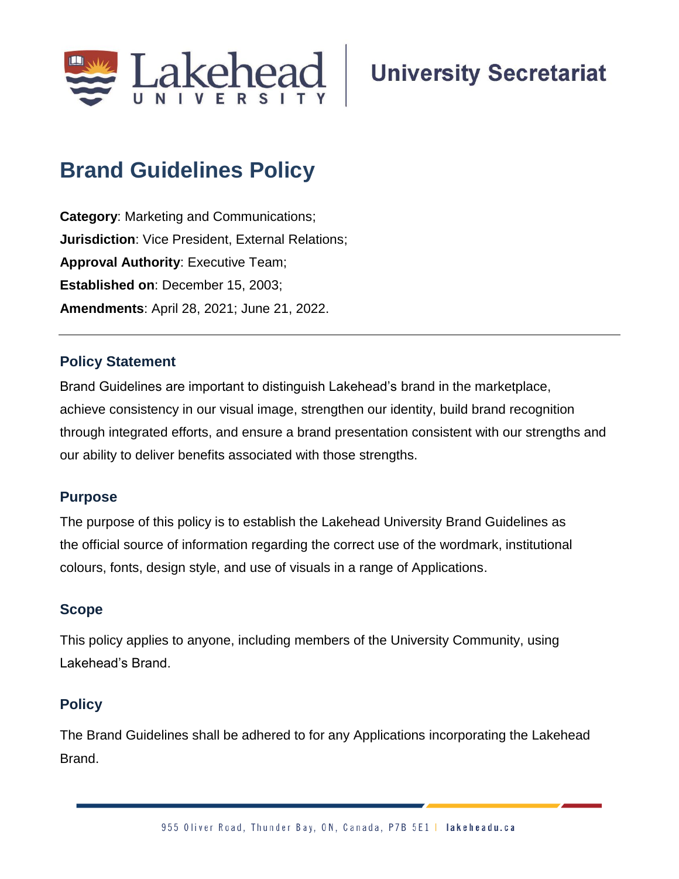University Secretariat

# Brand Guidelines Policy

**Category**: Marketing and Communications;
**Jurisdiction**: Vice President, External Relations;
**Approval Authority**: Executive Team;
**Established on**: December 15, 2003;
**Amendments**: April 28, 2021; June 21, 2022.

---

## Policy Statement

Brand Guidelines are important to distinguish Lakehead's brand in the marketplace, achieve consistency in our visual image, strengthen our identity, build brand recognition through integrated efforts, and ensure a brand presentation consistent with our strengths and our ability to deliver benefits associated with those strengths.

## Purpose

The purpose of this policy is to establish the Lakehead University Brand Guidelines as the official source of information regarding the correct use of the wordmark, institutional colours, fonts, design style, and use of visuals in a range of Applications.

## Scope

This policy applies to anyone, including members of the University Community, using Lakehead's Brand.

## Policy

The Brand Guidelines shall be adhered to for any Applications incorporating the Lakehead Brand.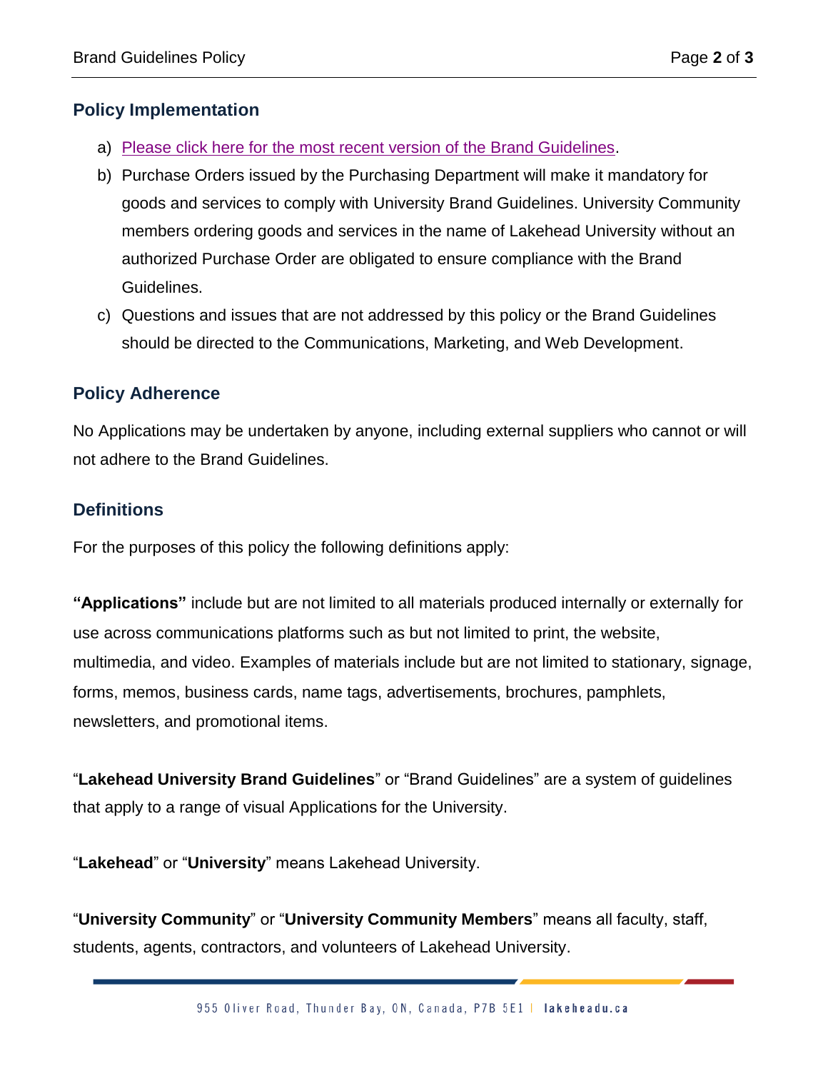## Policy Implementation

a) Please click here for the most recent version of the Brand Guidelines.

b) Purchase Orders issued by the Purchasing Department will make it mandatory for goods and services to comply with University Brand Guidelines. University Community members ordering goods and services in the name of Lakehead University without an authorized Purchase Order are obligated to ensure compliance with the Brand Guidelines.

c) Questions and issues that are not addressed by this policy or the Brand Guidelines should be directed to the Communications, Marketing, and Web Development.

## Policy Adherence

No Applications may be undertaken by anyone, including external suppliers who cannot or will not adhere to the Brand Guidelines.

## Definitions

For the purposes of this policy the following definitions apply:

**"Applications"** include but are not limited to all materials produced internally or externally for use across communications platforms such as but not limited to print, the website, multimedia, and video. Examples of materials include but are not limited to stationary, signage, forms, memos, business cards, name tags, advertisements, brochures, pamphlets, newsletters, and promotional items.

"**Lakehead University Brand Guidelines**" or "Brand Guidelines" are a system of guidelines that apply to a range of visual Applications for the University.

"**Lakehead**" or "**University**" means Lakehead University.

"**University Community**" or "**University Community Members**" means all faculty, staff, students, agents, contractors, and volunteers of Lakehead University.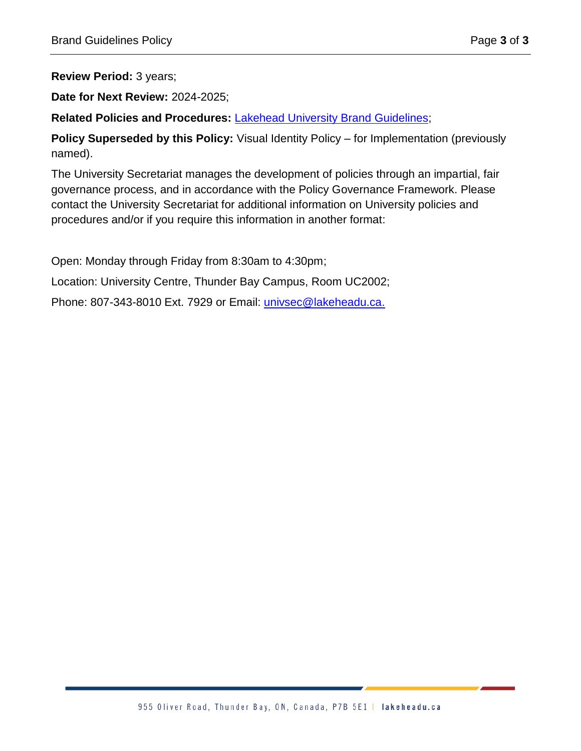**Review Period:** 3 years;

**Date for Next Review:** 2024-2025;

**Related Policies and Procedures:** Lakehead University Brand Guidelines;

**Policy Superseded by this Policy:** Visual Identity Policy – for Implementation (previously named).

The University Secretariat manages the development of policies through an impartial, fair governance process, and in accordance with the Policy Governance Framework. Please contact the University Secretariat for additional information on University policies and procedures and/or if you require this information in another format:

Open: Monday through Friday from 8:30am to 4:30pm;

Location: University Centre, Thunder Bay Campus, Room UC2002;

Phone: 807-343-8010 Ext. 7929 or Email: univsec@lakeheadu.ca.